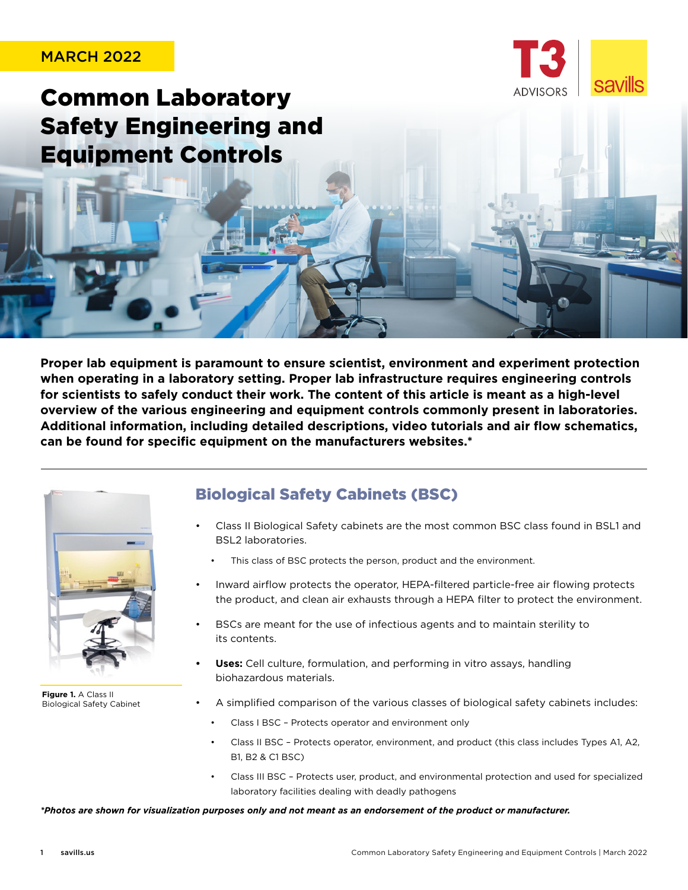MARCH 2022

# Common Laboratory Safety Engineering and Equipment Controls

**Proper lab equipment is paramount to ensure scientist, environment and experiment protection when operating in a laboratory setting. Proper lab infrastructure requires engineering controls for scientists to safely conduct their work. The content of this article is meant as a high-level overview of the various engineering and equipment controls commonly present in laboratories. Additional information, including detailed descriptions, video tutorials and air flow schematics, can be found for specific equipment on the manufacturers websites.***

**Figure 1.** A Class II Biological Safety Cabinet

## Biological Safety Cabinets (BSC)

- Class II Biological Safety cabinets are the most common BSC class found in BSL1 and BSL2 laboratories.
  - This class of BSC protects the person, product and the environment.
- Inward airflow protects the operator, HEPA-filtered particle-free air flowing protects the product, and clean air exhausts through a HEPA filter to protect the environment.
- BSCs are meant for the use of infectious agents and to maintain sterility to its contents.
- **Uses:** Cell culture, formulation, and performing in vitro assays, handling biohazardous materials.
- A simplified comparison of the various classes of biological safety cabinets includes:
  - Class I BSC – Protects operator and environment only
  - Class II BSC – Protects operator, environment, and product (this class includes Types A1, A2, B1, B2 & C1 BSC)
  - Class III BSC – Protects user, product, and environmental protection and used for specialized laboratory facilities dealing with deadly pathogens

***Photos are shown for visualization purposes only and not meant as an endorsement of the product or manufacturer.***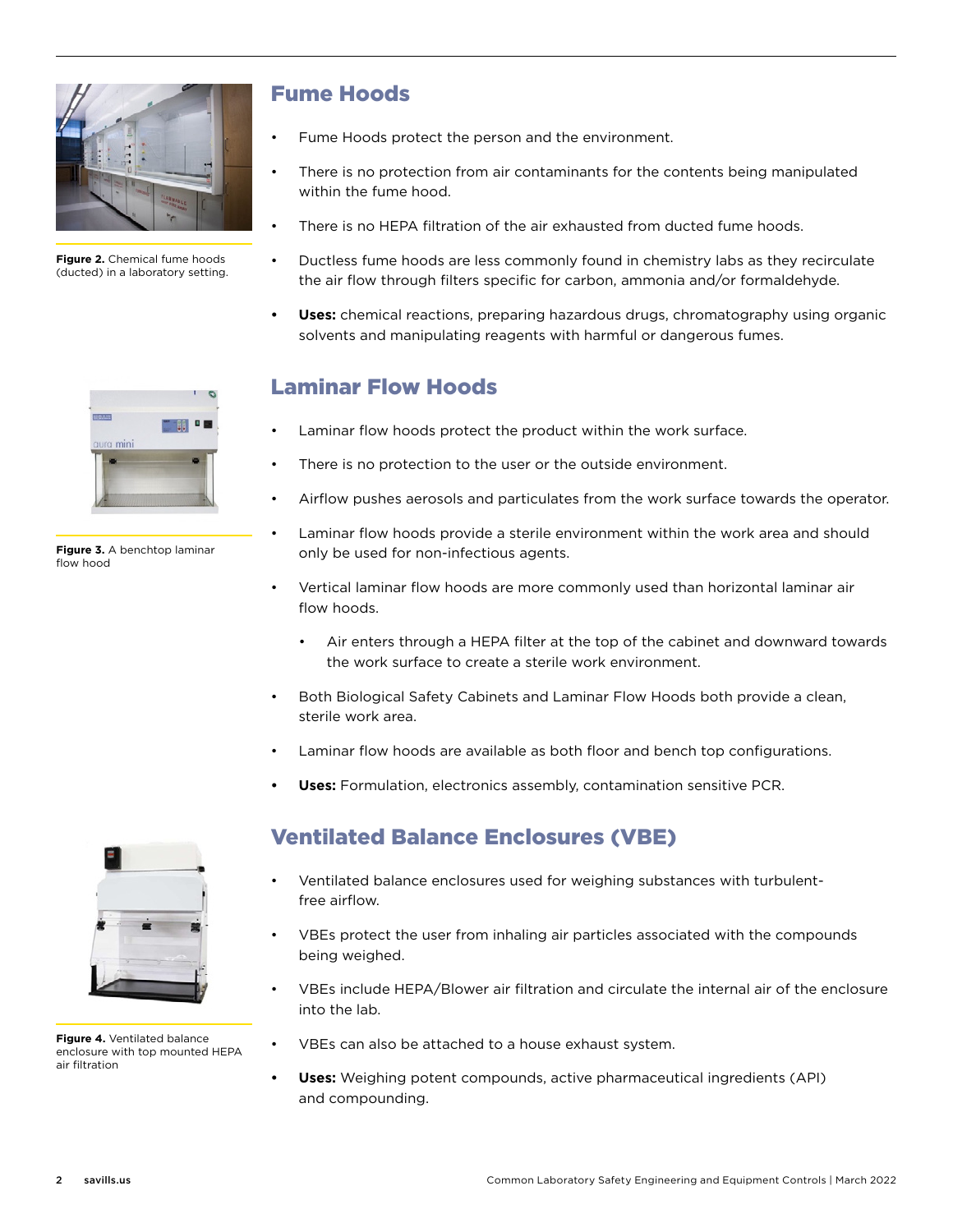Figure 2. Chemical fume hoods (ducted) in a laboratory setting.

## Fume Hoods

- Fume Hoods protect the person and the environment.
- There is no protection from air contaminants for the contents being manipulated within the fume hood.
- There is no HEPA filtration of the air exhausted from ducted fume hoods.
- Ductless fume hoods are less commonly found in chemistry labs as they recirculate the air flow through filters specific for carbon, ammonia and/or formaldehyde.
- **Uses:** chemical reactions, preparing hazardous drugs, chromatography using organic solvents and manipulating reagents with harmful or dangerous fumes.

Figure 3. A benchtop laminar flow hood

## Laminar Flow Hoods

- Laminar flow hoods protect the product within the work surface.
- There is no protection to the user or the outside environment.
- Airflow pushes aerosols and particulates from the work surface towards the operator.
- Laminar flow hoods provide a sterile environment within the work area and should only be used for non-infectious agents.
- Vertical laminar flow hoods are more commonly used than horizontal laminar air flow hoods.
  - Air enters through a HEPA filter at the top of the cabinet and downward towards the work surface to create a sterile work environment.
- Both Biological Safety Cabinets and Laminar Flow Hoods both provide a clean, sterile work area.
- Laminar flow hoods are available as both floor and bench top configurations.
- **Uses:** Formulation, electronics assembly, contamination sensitive PCR.

Figure 4. Ventilated balance enclosure with top mounted HEPA air filtration

## Ventilated Balance Enclosures (VBE)

- Ventilated balance enclosures used for weighing substances with turbulent-free airflow.
- VBEs protect the user from inhaling air particles associated with the compounds being weighed.
- VBEs include HEPA/Blower air filtration and circulate the internal air of the enclosure into the lab.
- VBEs can also be attached to a house exhaust system.
- **Uses:** Weighing potent compounds, active pharmaceutical ingredients (API) and compounding.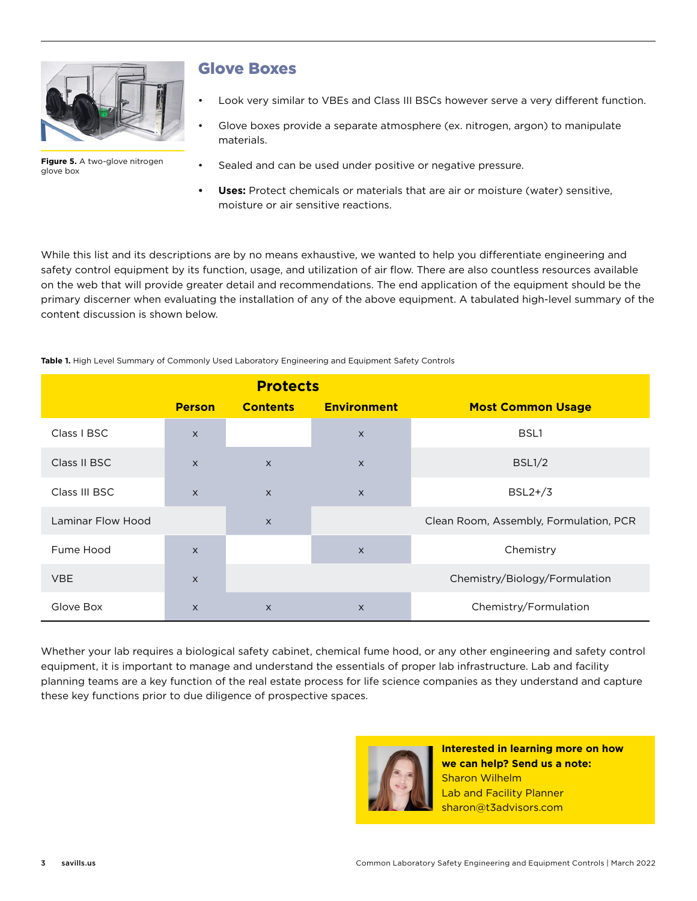Figure 5. A two-glove nitrogen glove box

## Glove Boxes

- Look very similar to VBEs and Class III BSCs however serve a very different function.
- Glove boxes provide a separate atmosphere (ex. nitrogen, argon) to manipulate materials.
- Sealed and can be used under positive or negative pressure.
- **Uses:** Protect chemicals or materials that are air or moisture (water) sensitive, moisture or air sensitive reactions.

While this list and its descriptions are by no means exhaustive, we wanted to help you differentiate engineering and safety control equipment by its function, usage, and utilization of air flow. There are also countless resources available on the web that will provide greater detail and recommendations. The end application of the equipment should be the primary discerner when evaluating the installation of any of the above equipment. A tabulated high-level summary of the content discussion is shown below.

**Table 1.** High Level Summary of Commonly Used Laboratory Engineering and Equipment Safety Controls

| | Protects | | | |
|---|---|---|---|---|
| | **Person** | **Contents** | **Environment** | **Most Common Usage** |
| Class I BSC | x | | x | BSL1 |
| Class II BSC | x | x | x | BSL1/2 |
| Class III BSC | x | x | x | BSL2+/3 |
| Laminar Flow Hood | | x | | Clean Room, Assembly, Formulation, PCR |
| Fume Hood | x | | x | Chemistry |
| VBE | x | | | Chemistry/Biology/Formulation |
| Glove Box | x | x | x | Chemistry/Formulation |

Whether your lab requires a biological safety cabinet, chemical fume hood, or any other engineering and safety control equipment, it is important to manage and understand the essentials of proper lab infrastructure. Lab and facility planning teams are a key function of the real estate process for life science companies as they understand and capture these key functions prior to due diligence of prospective spaces.

**Interested in learning more on how we can help? Send us a note:**
Sharon Wilhelm
Lab and Facility Planner
sharon@t3advisors.com